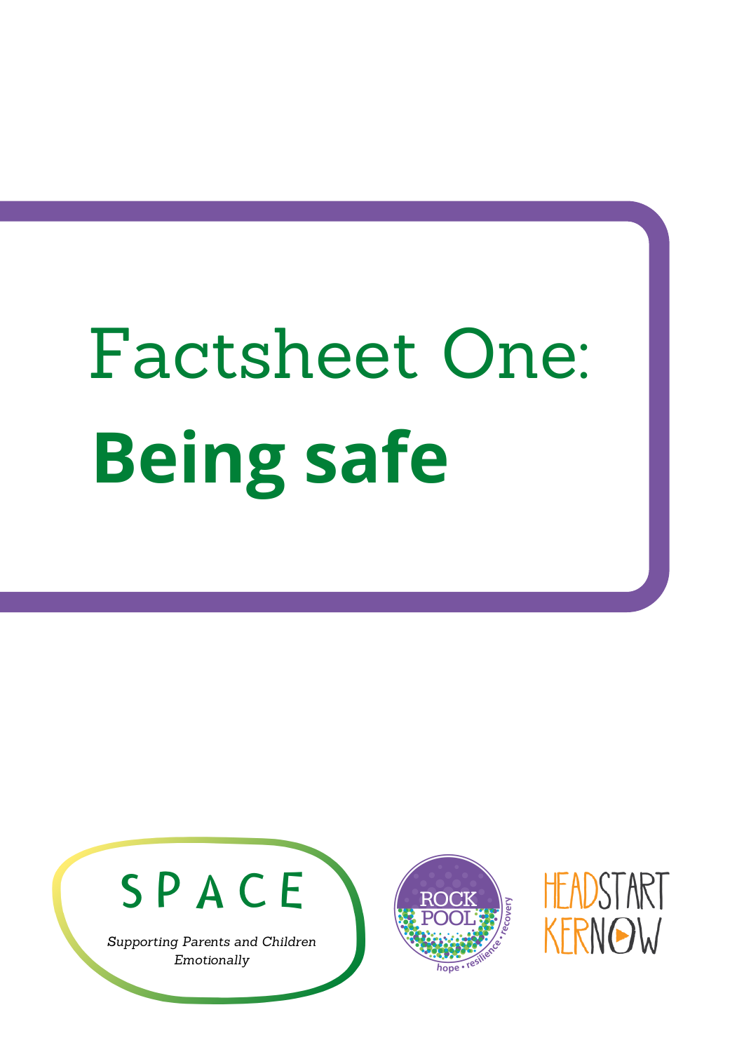# Factsheet One:
# **Being safe**

SPACE

*Supporting Parents and Children Emotionally*

ROCK POOL

hope • resilience • recovery

HEADSTART KERNOW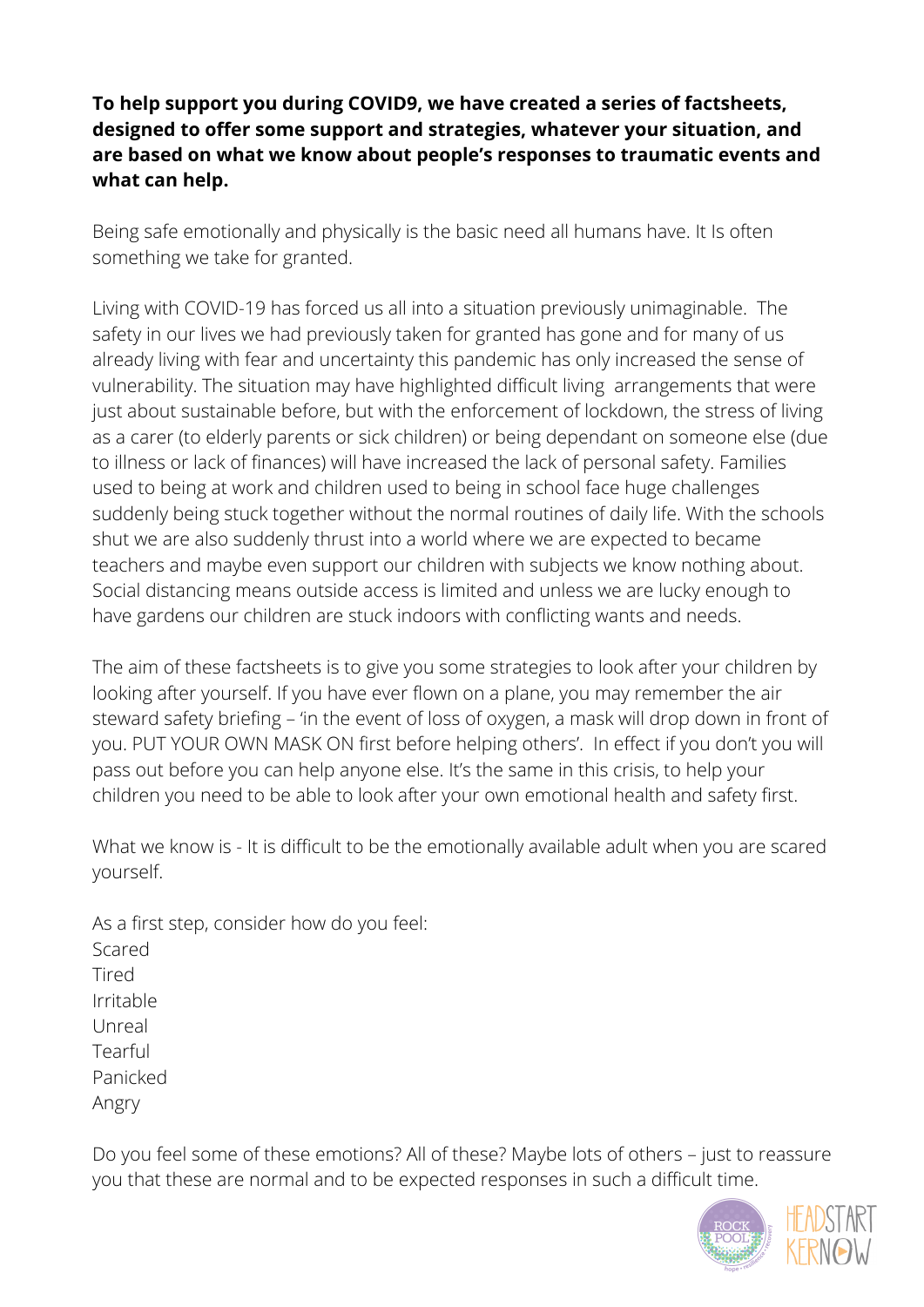**To help support you during COVID9, we have created a series of factsheets, designed to offer some support and strategies, whatever your situation, and are based on what we know about people's responses to traumatic events and what can help.**

Being safe emotionally and physically is the basic need all humans have. It Is often something we take for granted.

Living with COVID-19 has forced us all into a situation previously unimaginable. The safety in our lives we had previously taken for granted has gone and for many of us already living with fear and uncertainty this pandemic has only increased the sense of vulnerability. The situation may have highlighted difficult living arrangements that were just about sustainable before, but with the enforcement of lockdown, the stress of living as a carer (to elderly parents or sick children) or being dependant on someone else (due to illness or lack of finances) will have increased the lack of personal safety. Families used to being at work and children used to being in school face huge challenges suddenly being stuck together without the normal routines of daily life. With the schools shut we are also suddenly thrust into a world where we are expected to became teachers and maybe even support our children with subjects we know nothing about. Social distancing means outside access is limited and unless we are lucky enough to have gardens our children are stuck indoors with conflicting wants and needs.

The aim of these factsheets is to give you some strategies to look after your children by looking after yourself. If you have ever flown on a plane, you may remember the air steward safety briefing – 'in the event of loss of oxygen, a mask will drop down in front of you. PUT YOUR OWN MASK ON first before helping others'. In effect if you don't you will pass out before you can help anyone else. It's the same in this crisis, to help your children you need to be able to look after your own emotional health and safety first.

What we know is - It is difficult to be the emotionally available adult when you are scared yourself.

As a first step, consider how do you feel:
Scared
Tired
Irritable
Unreal
Tearful
Panicked
Angry

Do you feel some of these emotions? All of these? Maybe lots of others – just to reassure you that these are normal and to be expected responses in such a difficult time.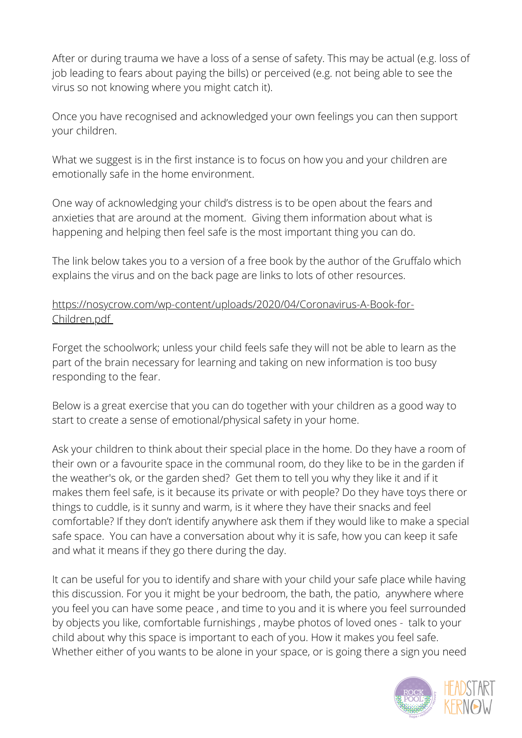After or during trauma we have a loss of a sense of safety. This may be actual (e.g. loss of job leading to fears about paying the bills) or perceived (e.g. not being able to see the virus so not knowing where you might catch it).

Once you have recognised and acknowledged your own feelings you can then support your children.

What we suggest is in the first instance is to focus on how you and your children are emotionally safe in the home environment.

One way of acknowledging your child's distress is to be open about the fears and anxieties that are around at the moment. Giving them information about what is happening and helping then feel safe is the most important thing you can do.

The link below takes you to a version of a free book by the author of the Gruffalo which explains the virus and on the back page are links to lots of other resources.

https://nosycrow.com/wp-content/uploads/2020/04/Coronavirus-A-Book-for-Children.pdf

Forget the schoolwork; unless your child feels safe they will not be able to learn as the part of the brain necessary for learning and taking on new information is too busy responding to the fear.

Below is a great exercise that you can do together with your children as a good way to start to create a sense of emotional/physical safety in your home.

Ask your children to think about their special place in the home. Do they have a room of their own or a favourite space in the communal room, do they like to be in the garden if the weather's ok, or the garden shed? Get them to tell you why they like it and if it makes them feel safe, is it because its private or with people? Do they have toys there or things to cuddle, is it sunny and warm, is it where they have their snacks and feel comfortable? If they don't identify anywhere ask them if they would like to make a special safe space. You can have a conversation about why it is safe, how you can keep it safe and what it means if they go there during the day.

It can be useful for you to identify and share with your child your safe place while having this discussion. For you it might be your bedroom, the bath, the patio, anywhere where you feel you can have some peace , and time to you and it is where you feel surrounded by objects you like, comfortable furnishings , maybe photos of loved ones - talk to your child about why this space is important to each of you. How it makes you feel safe. Whether either of you wants to be alone in your space, or is going there a sign you need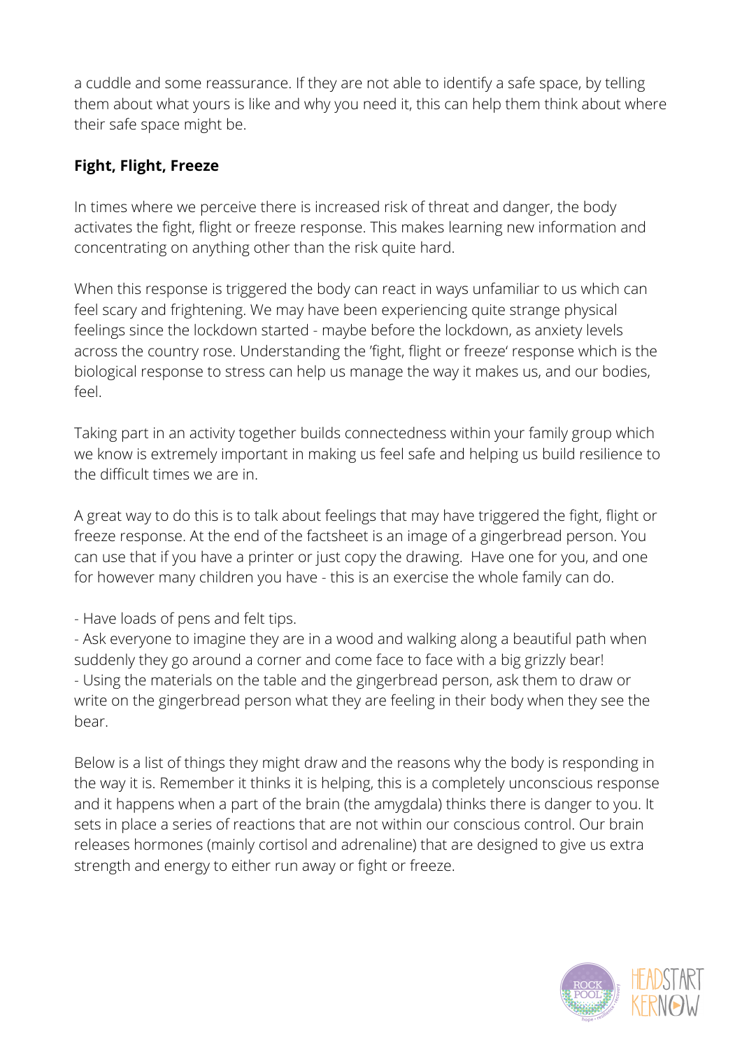a cuddle and some reassurance. If they are not able to identify a safe space, by telling them about what yours is like and why you need it, this can help them think about where their safe space might be.

**Fight, Flight, Freeze**

In times where we perceive there is increased risk of threat and danger, the body activates the fight, flight or freeze response. This makes learning new information and concentrating on anything other than the risk quite hard.

When this response is triggered the body can react in ways unfamiliar to us which can feel scary and frightening. We may have been experiencing quite strange physical feelings since the lockdown started - maybe before the lockdown, as anxiety levels across the country rose. Understanding the 'fight, flight or freeze' response which is the biological response to stress can help us manage the way it makes us, and our bodies, feel.

Taking part in an activity together builds connectedness within your family group which we know is extremely important in making us feel safe and helping us build resilience to the difficult times we are in.

A great way to do this is to talk about feelings that may have triggered the fight, flight or freeze response. At the end of the factsheet is an image of a gingerbread person. You can use that if you have a printer or just copy the drawing. Have one for you, and one for however many children you have - this is an exercise the whole family can do.

- Have loads of pens and felt tips.
- Ask everyone to imagine they are in a wood and walking along a beautiful path when suddenly they go around a corner and come face to face with a big grizzly bear!
- Using the materials on the table and the gingerbread person, ask them to draw or write on the gingerbread person what they are feeling in their body when they see the bear.

Below is a list of things they might draw and the reasons why the body is responding in the way it is. Remember it thinks it is helping, this is a completely unconscious response and it happens when a part of the brain (the amygdala) thinks there is danger to you. It sets in place a series of reactions that are not within our conscious control. Our brain releases hormones (mainly cortisol and adrenaline) that are designed to give us extra strength and energy to either run away or fight or freeze.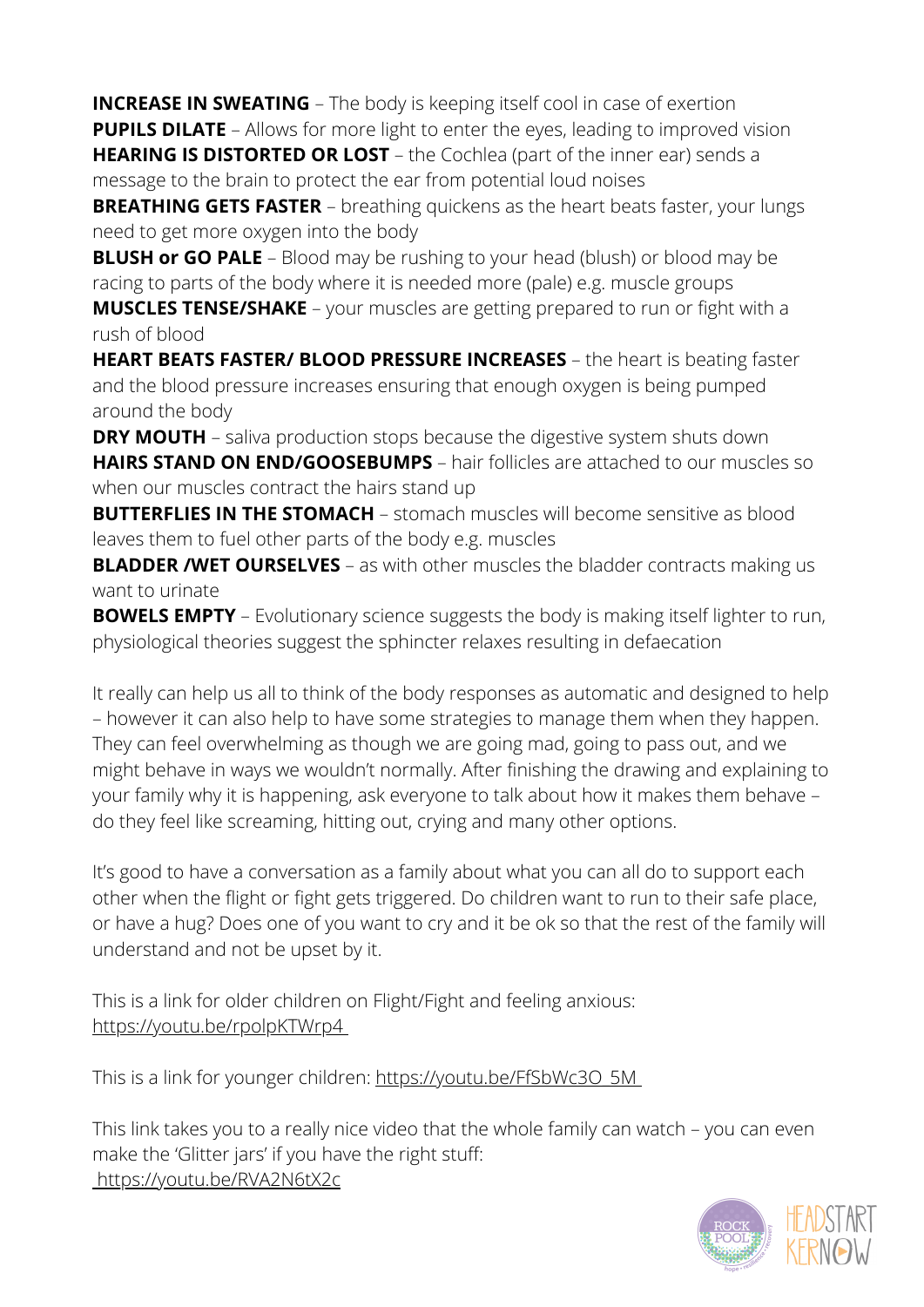**INCREASE IN SWEATING** – The body is keeping itself cool in case of exertion
**PUPILS DILATE** – Allows for more light to enter the eyes, leading to improved vision
**HEARING IS DISTORTED OR LOST** – the Cochlea (part of the inner ear) sends a message to the brain to protect the ear from potential loud noises
**BREATHING GETS FASTER** – breathing quickens as the heart beats faster, your lungs need to get more oxygen into the body
**BLUSH or GO PALE** – Blood may be rushing to your head (blush) or blood may be racing to parts of the body where it is needed more (pale) e.g. muscle groups
**MUSCLES TENSE/SHAKE** – your muscles are getting prepared to run or fight with a rush of blood
**HEART BEATS FASTER/ BLOOD PRESSURE INCREASES** – the heart is beating faster and the blood pressure increases ensuring that enough oxygen is being pumped around the body
**DRY MOUTH** – saliva production stops because the digestive system shuts down
**HAIRS STAND ON END/GOOSEBUMPS** – hair follicles are attached to our muscles so when our muscles contract the hairs stand up
**BUTTERFLIES IN THE STOMACH** – stomach muscles will become sensitive as blood leaves them to fuel other parts of the body e.g. muscles
**BLADDER /WET OURSELVES** – as with other muscles the bladder contracts making us want to urinate
**BOWELS EMPTY** – Evolutionary science suggests the body is making itself lighter to run, physiological theories suggest the sphincter relaxes resulting in defaecation

It really can help us all to think of the body responses as automatic and designed to help – however it can also help to have some strategies to manage them when they happen. They can feel overwhelming as though we are going mad, going to pass out, and we might behave in ways we wouldn't normally. After finishing the drawing and explaining to your family why it is happening, ask everyone to talk about how it makes them behave – do they feel like screaming, hitting out, crying and many other options.

It's good to have a conversation as a family about what you can all do to support each other when the flight or fight gets triggered. Do children want to run to their safe place, or have a hug? Does one of you want to cry and it be ok so that the rest of the family will understand and not be upset by it.

This is a link for older children on Flight/Fight and feeling anxious:
https://youtu.be/rpolpKTWrp4

This is a link for younger children: https://youtu.be/FfSbWc3O_5M

This link takes you to a really nice video that the whole family can watch – you can even make the 'Glitter jars' if you have the right stuff:
https://youtu.be/RVA2N6tX2c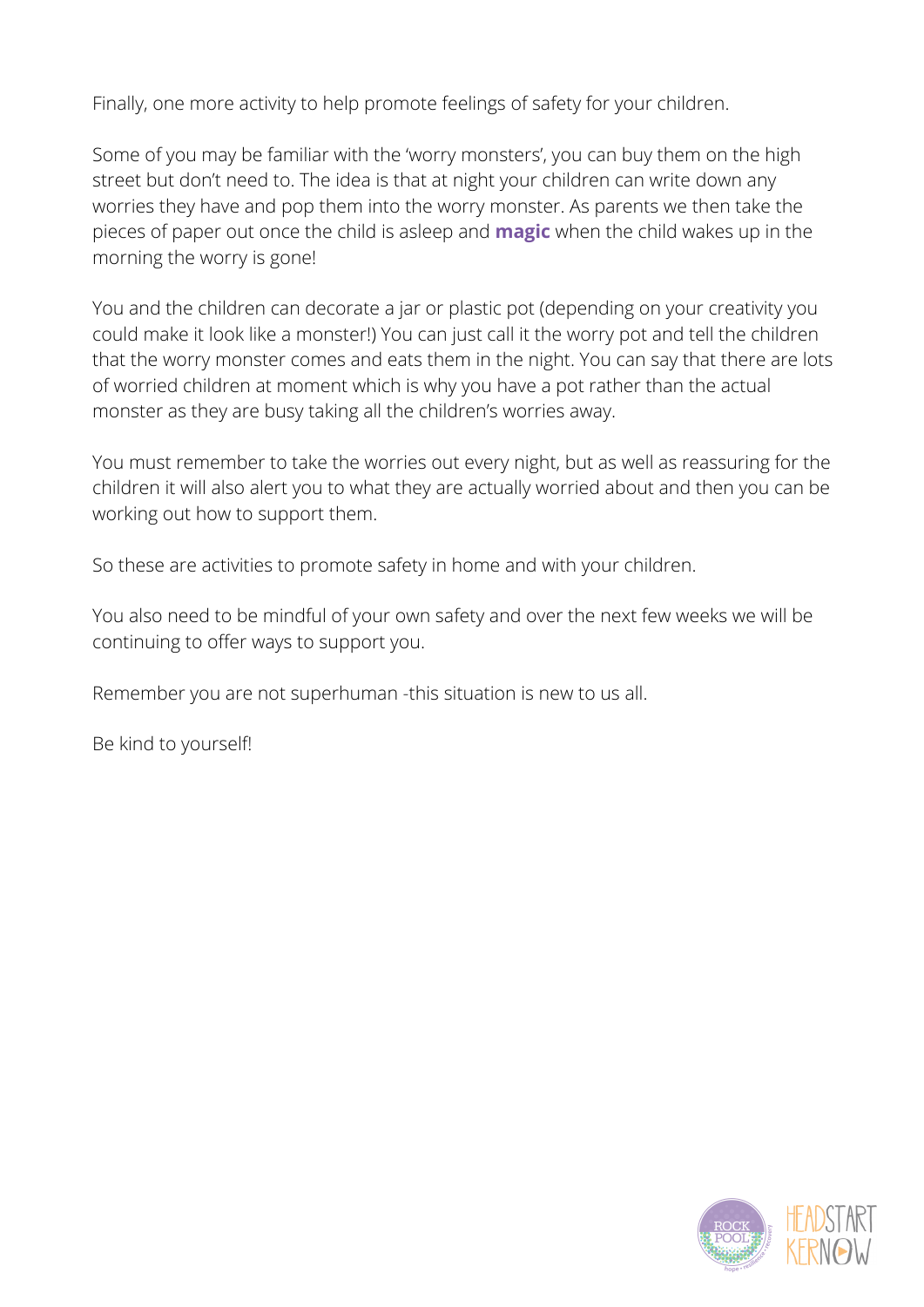Finally, one more activity to help promote feelings of safety for your children.

Some of you may be familiar with the 'worry monsters', you can buy them on the high street but don't need to. The idea is that at night your children can write down any worries they have and pop them into the worry monster. As parents we then take the pieces of paper out once the child is asleep and **magic** when the child wakes up in the morning the worry is gone!

You and the children can decorate a jar or plastic pot (depending on your creativity you could make it look like a monster!) You can just call it the worry pot and tell the children that the worry monster comes and eats them in the night. You can say that there are lots of worried children at moment which is why you have a pot rather than the actual monster as they are busy taking all the children's worries away.

You must remember to take the worries out every night, but as well as reassuring for the children it will also alert you to what they are actually worried about and then you can be working out how to support them.

So these are activities to promote safety in home and with your children.

You also need to be mindful of your own safety and over the next few weeks we will be continuing to offer ways to support you.

Remember you are not superhuman -this situation is new to us all.

Be kind to yourself!